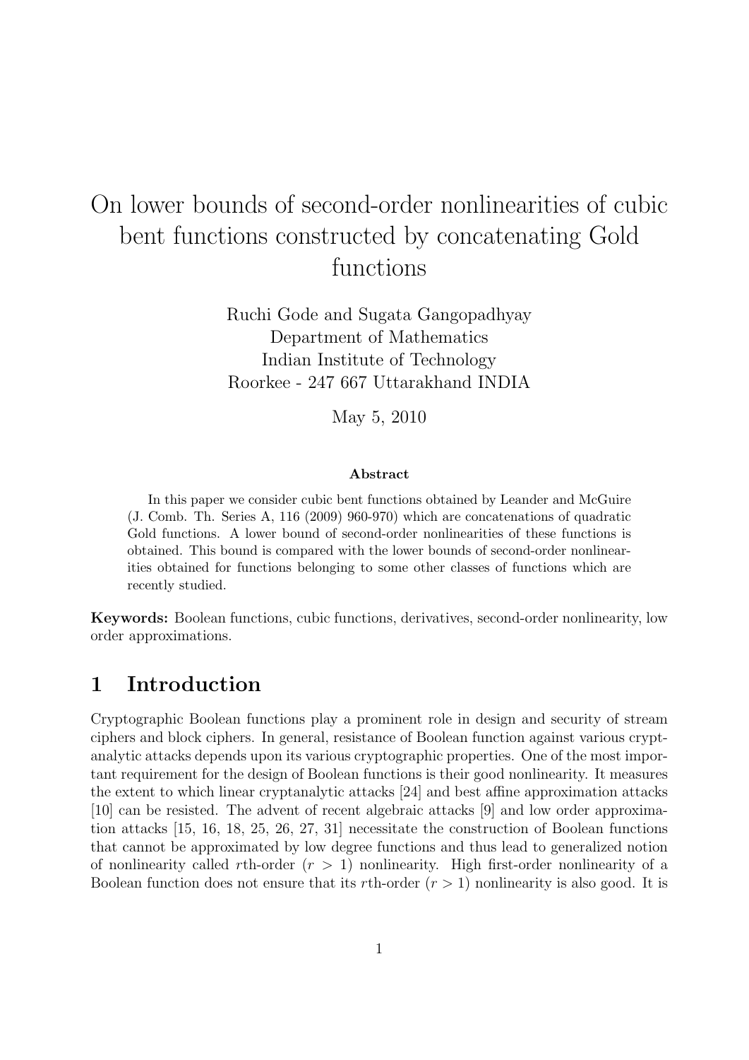# On lower bounds of second-order nonlinearities of cubic bent functions constructed by concatenating Gold functions

Ruchi Gode and Sugata Gangopadhyay
Department of Mathematics
Indian Institute of Technology
Roorkee - 247 667 Uttarakhand INDIA

May 5, 2010

**Abstract**

In this paper we consider cubic bent functions obtained by Leander and McGuire (J. Comb. Th. Series A, 116 (2009) 960-970) which are concatenations of quadratic Gold functions. A lower bound of second-order nonlinearities of these functions is obtained. This bound is compared with the lower bounds of second-order nonlinearities obtained for functions belonging to some other classes of functions which are recently studied.

**Keywords:** Boolean functions, cubic functions, derivatives, second-order nonlinearity, low order approximations.

## 1 Introduction

Cryptographic Boolean functions play a prominent role in design and security of stream ciphers and block ciphers. In general, resistance of Boolean function against various cryptanalytic attacks depends upon its various cryptographic properties. One of the most important requirement for the design of Boolean functions is their good nonlinearity. It measures the extent to which linear cryptanalytic attacks [24] and best affine approximation attacks [10] can be resisted. The advent of recent algebraic attacks [9] and low order approximation attacks [15, 16, 18, 25, 26, 27, 31] necessitate the construction of Boolean functions that cannot be approximated by low degree functions and thus lead to generalized notion of nonlinearity called $r$th-order ($r > 1$) nonlinearity. High first-order nonlinearity of a Boolean function does not ensure that its $r$th-order ($r > 1$) nonlinearity is also good. It is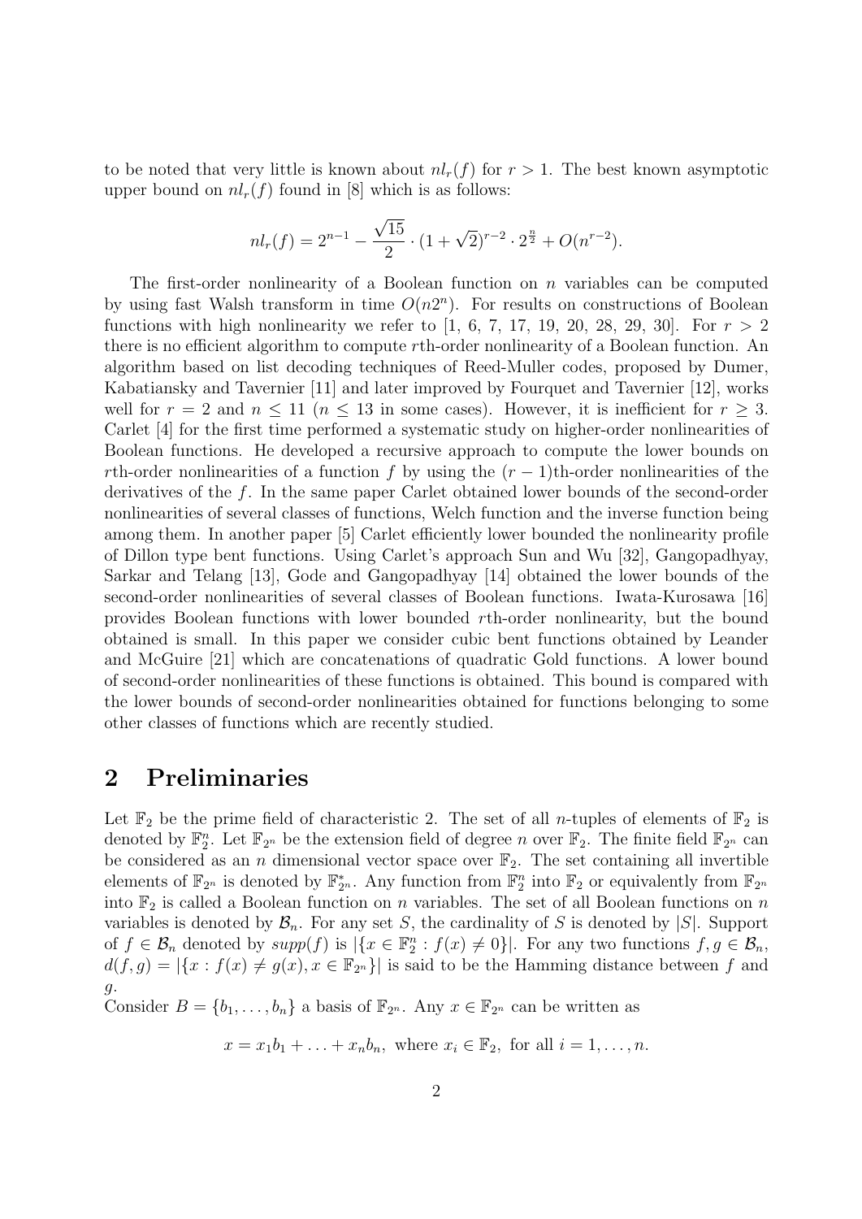to be noted that very little is known about $nl_r(f)$ for $r > 1$. The best known asymptotic upper bound on $nl_r(f)$ found in [8] which is as follows:

$$nl_r(f) = 2^{n-1} - \frac{\sqrt{15}}{2} \cdot (1+\sqrt{2})^{r-2} \cdot 2^{\frac{n}{2}} + O(n^{r-2}).$$

The first-order nonlinearity of a Boolean function on $n$ variables can be computed by using fast Walsh transform in time $O(n2^n)$. For results on constructions of Boolean functions with high nonlinearity we refer to [1, 6, 7, 17, 19, 20, 28, 29, 30]. For $r > 2$ there is no efficient algorithm to compute $r$th-order nonlinearity of a Boolean function. An algorithm based on list decoding techniques of Reed-Muller codes, proposed by Dumer, Kabatiansky and Tavernier [11] and later improved by Fourquet and Tavernier [12], works well for $r = 2$ and $n \leq 11$ ($n \leq 13$ in some cases). However, it is inefficient for $r \geq 3$. Carlet [4] for the first time performed a systematic study on higher-order nonlinearities of Boolean functions. He developed a recursive approach to compute the lower bounds on $r$th-order nonlinearities of a function $f$ by using the $(r-1)$th-order nonlinearities of the derivatives of the $f$. In the same paper Carlet obtained lower bounds of the second-order nonlinearities of several classes of functions, Welch function and the inverse function being among them. In another paper [5] Carlet efficiently lower bounded the nonlinearity profile of Dillon type bent functions. Using Carlet's approach Sun and Wu [32], Gangopadhyay, Sarkar and Telang [13], Gode and Gangopadhyay [14] obtained the lower bounds of the second-order nonlinearities of several classes of Boolean functions. Iwata-Kurosawa [16] provides Boolean functions with lower bounded $r$th-order nonlinearity, but the bound obtained is small. In this paper we consider cubic bent functions obtained by Leander and McGuire [21] which are concatenations of quadratic Gold functions. A lower bound of second-order nonlinearities of these functions is obtained. This bound is compared with the lower bounds of second-order nonlinearities obtained for functions belonging to some other classes of functions which are recently studied.

## 2 Preliminaries

Let $\mathbb{F}_2$ be the prime field of characteristic 2. The set of all $n$-tuples of elements of $\mathbb{F}_2$ is denoted by $\mathbb{F}_2^n$. Let $\mathbb{F}_{2^n}$ be the extension field of degree $n$ over $\mathbb{F}_2$. The finite field $\mathbb{F}_{2^n}$ can be considered as an $n$ dimensional vector space over $\mathbb{F}_2$. The set containing all invertible elements of $\mathbb{F}_{2^n}$ is denoted by $\mathbb{F}_{2^n}^*$. Any function from $\mathbb{F}_2^n$ into $\mathbb{F}_2$ or equivalently from $\mathbb{F}_{2^n}$ into $\mathbb{F}_2$ is called a Boolean function on $n$ variables. The set of all Boolean functions on $n$ variables is denoted by $\mathcal{B}_n$. For any set $S$, the cardinality of $S$ is denoted by $|S|$. Support of $f \in \mathcal{B}_n$ denoted by $supp(f)$ is $|\{x \in \mathbb{F}_2^n : f(x) \neq 0\}|$. For any two functions $f, g \in \mathcal{B}_n$, $d(f,g) = |\{x : f(x) \neq g(x), x \in \mathbb{F}_{2^n}\}|$ is said to be the Hamming distance between $f$ and $g$.
Consider $B = \{b_1, \ldots, b_n\}$ a basis of $\mathbb{F}_{2^n}$. Any $x \in \mathbb{F}_{2^n}$ can be written as

$$x = x_1 b_1 + \ldots + x_n b_n, \text{ where } x_i \in \mathbb{F}_2, \text{ for all } i = 1, \ldots, n.$$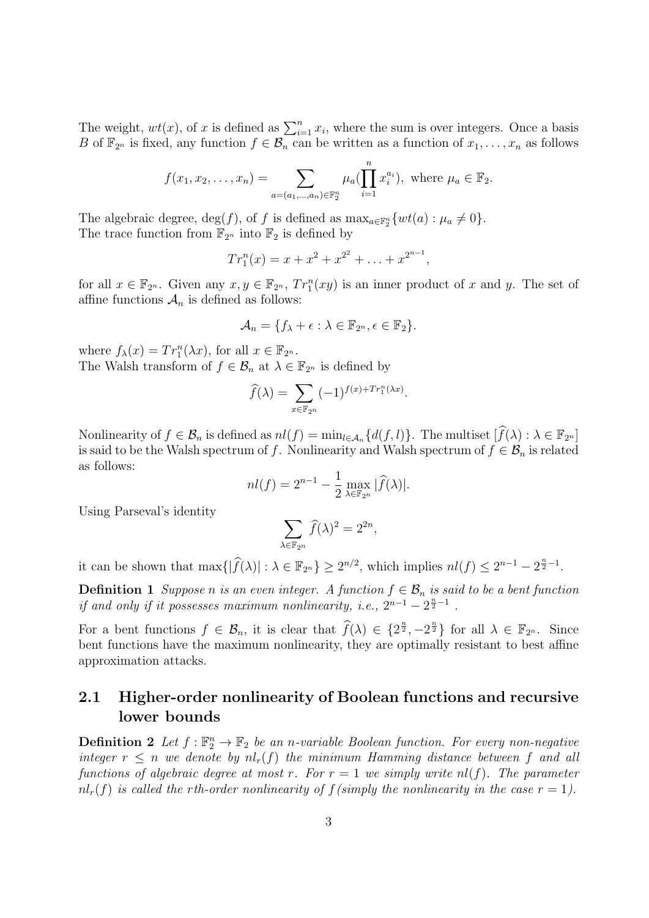The weight, $wt(x)$, of $x$ is defined as $\sum_{i=1}^{n} x_i$, where the sum is over integers. Once a basis $B$ of $\mathbb{F}_{2^n}$ is fixed, any function $f \in \mathcal{B}_n$ can be written as a function of $x_1, \ldots, x_n$ as follows

$$f(x_1, x_2, \ldots, x_n) = \sum_{a=(a_1,\ldots,a_n)\in\mathbb{F}_2^n} \mu_a \left(\prod_{i=1}^{n} x_i^{a_i}\right), \text{ where } \mu_a \in \mathbb{F}_2.$$

The algebraic degree, $\deg(f)$, of $f$ is defined as $\max_{a\in\mathbb{F}_2^n}\{wt(a) : \mu_a \neq 0\}$.
The trace function from $\mathbb{F}_{2^n}$ into $\mathbb{F}_2$ is defined by

$$Tr_1^n(x) = x + x^2 + x^{2^2} + \ldots + x^{2^{n-1}},$$

for all $x \in \mathbb{F}_{2^n}$. Given any $x, y \in \mathbb{F}_{2^n}$, $Tr_1^n(xy)$ is an inner product of $x$ and $y$. The set of affine functions $\mathcal{A}_n$ is defined as follows:

$$\mathcal{A}_n = \{f_\lambda + \epsilon : \lambda \in \mathbb{F}_{2^n}, \epsilon \in \mathbb{F}_2\}.$$

where $f_\lambda(x) = Tr_1^n(\lambda x)$, for all $x \in \mathbb{F}_{2^n}$.
The Walsh transform of $f \in \mathcal{B}_n$ at $\lambda \in \mathbb{F}_{2^n}$ is defined by

$$\widehat{f}(\lambda) = \sum_{x\in\mathbb{F}_{2^n}} (-1)^{f(x)+Tr_1^n(\lambda x)}.$$

Nonlinearity of $f \in \mathcal{B}_n$ is defined as $nl(f) = \min_{l\in\mathcal{A}_n}\{d(f,l)\}$. The multiset $[\widehat{f}(\lambda) : \lambda \in \mathbb{F}_{2^n}]$ is said to be the Walsh spectrum of $f$. Nonlinearity and Walsh spectrum of $f \in \mathcal{B}_n$ is related as follows:

$$nl(f) = 2^{n-1} - \frac{1}{2}\max_{\lambda\mathbb{F}_{2^n}} |\widehat{f}(\lambda)|.$$

Using Parseval's identity

$$\sum_{\lambda\in\mathbb{F}_{2^n}} \widehat{f}(\lambda)^2 = 2^{2n},$$

it can be shown that $\max\{|\widehat{f}(\lambda)| : \lambda \in \mathbb{F}_{2^n}\} \geq 2^{n/2}$, which implies $nl(f) \leq 2^{n-1} - 2^{\frac{n}{2}-1}$.

**Definition 1** *Suppose $n$ is an even integer. A function $f \in \mathcal{B}_n$ is said to be a bent function if and only if it possesses maximum nonlinearity, i.e., $2^{n-1} - 2^{\frac{n}{2}-1}$ .*

For a bent functions $f \in \mathcal{B}_n$, it is clear that $\widehat{f}(\lambda) \in \{2^{\frac{n}{2}}, -2^{\frac{n}{2}}\}$ for all $\lambda \in \mathbb{F}_{2^n}$. Since bent functions have the maximum nonlinearity, they are optimally resistant to best affine approximation attacks.

## 2.1 Higher-order nonlinearity of Boolean functions and recursive lower bounds

**Definition 2** *Let $f : \mathbb{F}_2^n \to \mathbb{F}_2$ be an $n$-variable Boolean function. For every non-negative integer $r \leq n$ we denote by $nl_r(f)$ the minimum Hamming distance between $f$ and all functions of algebraic degree at most $r$. For $r = 1$ we simply write $nl(f)$. The parameter $nl_r(f)$ is called the $r$th-order nonlinearity of $f$ (simply the nonlinearity in the case $r = 1$).*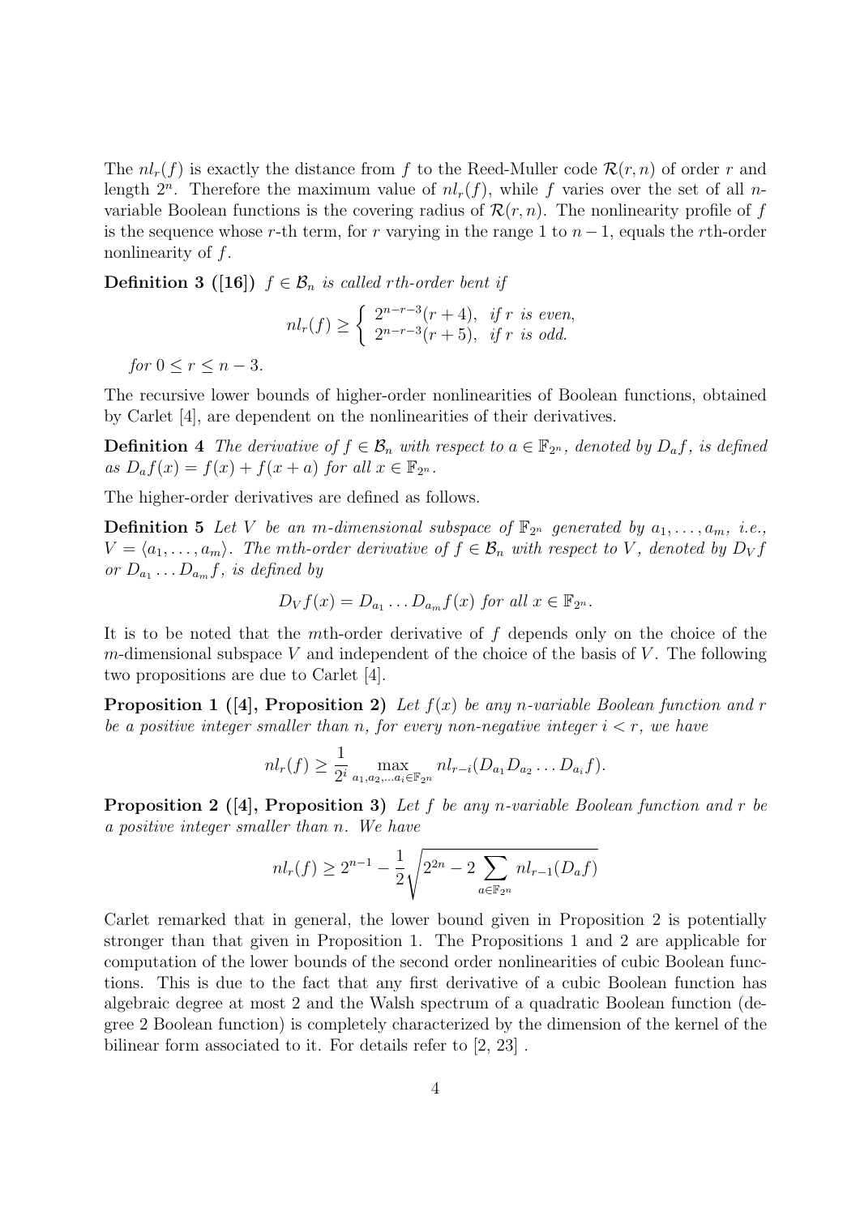The $nl_r(f)$ is exactly the distance from $f$ to the Reed-Muller code $\mathcal{R}(r, n)$ of order $r$ and length $2^n$. Therefore the maximum value of $nl_r(f)$, while $f$ varies over the set of all $n$-variable Boolean functions is the covering radius of $\mathcal{R}(r, n)$. The nonlinearity profile of $f$ is the sequence whose $r$-th term, for $r$ varying in the range 1 to $n-1$, equals the $r$th-order nonlinearity of $f$.

**Definition 3 ([16])** *$f \in \mathcal{B}_n$ is called $r$th-order bent if*

$$nl_r(f) \geq \begin{cases} 2^{n-r-3}(r+4), & \text{if } r \text{ is even,} \\ 2^{n-r-3}(r+5), & \text{if } r \text{ is odd.} \end{cases}$$

*for $0 \leq r \leq n-3$.*

The recursive lower bounds of higher-order nonlinearities of Boolean functions, obtained by Carlet [4], are dependent on the nonlinearities of their derivatives.

**Definition 4** *The derivative of $f \in \mathcal{B}_n$ with respect to $a \in \mathbb{F}_{2^n}$, denoted by $D_a f$, is defined as $D_a f(x) = f(x) + f(x+a)$ for all $x \in \mathbb{F}_{2^n}$.*

The higher-order derivatives are defined as follows.

**Definition 5** *Let $V$ be an $m$-dimensional subspace of $\mathbb{F}_{2^n}$ generated by $a_1, \ldots, a_m$, i.e., $V = \langle a_1, \ldots, a_m \rangle$. The $m$th-order derivative of $f \in \mathcal{B}_n$ with respect to $V$, denoted by $D_V f$ or $D_{a_1} \ldots D_{a_m} f$, is defined by*

$$D_V f(x) = D_{a_1} \ldots D_{a_m} f(x) \text{ for all } x \in \mathbb{F}_{2^n}.$$

It is to be noted that the $m$th-order derivative of $f$ depends only on the choice of the $m$-dimensional subspace $V$ and independent of the choice of the basis of $V$. The following two propositions are due to Carlet [4].

**Proposition 1 ([4], Proposition 2)** *Let $f(x)$ be any $n$-variable Boolean function and $r$ be a positive integer smaller than $n$, for every non-negative integer $i < r$, we have*

$$nl_r(f) \geq \frac{1}{2^i} \max_{a_1, a_2, \ldots a_i \in \mathbb{F}_{2^n}} nl_{r-i}(D_{a_1} D_{a_2} \ldots D_{a_i} f).$$

**Proposition 2 ([4], Proposition 3)** *Let $f$ be any $n$-variable Boolean function and $r$ be a positive integer smaller than $n$. We have*

$$nl_r(f) \geq 2^{n-1} - \frac{1}{2} \sqrt{2^{2n} - 2 \sum_{a \in \mathbb{F}_{2^n}} nl_{r-1}(D_a f)}$$

Carlet remarked that in general, the lower bound given in Proposition 2 is potentially stronger than that given in Proposition 1. The Propositions 1 and 2 are applicable for computation of the lower bounds of the second order nonlinearities of cubic Boolean functions. This is due to the fact that any first derivative of a cubic Boolean function has algebraic degree at most 2 and the Walsh spectrum of a quadratic Boolean function (degree 2 Boolean function) is completely characterized by the dimension of the kernel of the bilinear form associated to it. For details refer to [2, 23] .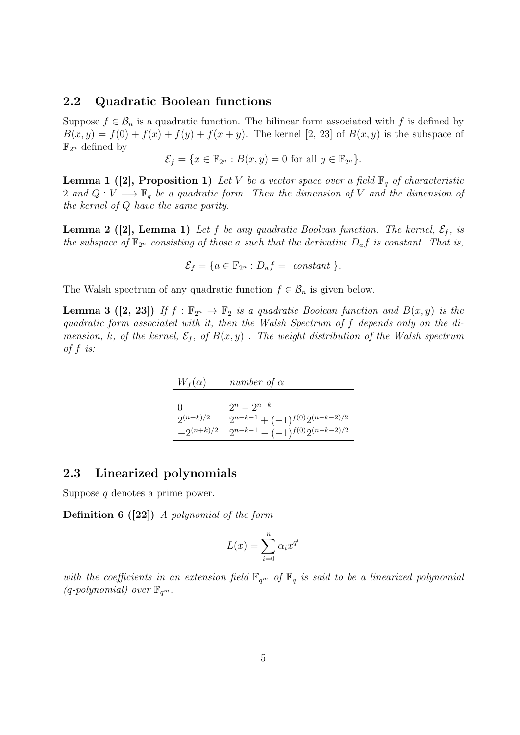## 2.2 Quadratic Boolean functions

Suppose $f \in \mathcal{B}_n$ is a quadratic function. The bilinear form associated with $f$ is defined by $B(x, y) = f(0) + f(x) + f(y) + f(x + y)$. The kernel [2, 23] of $B(x, y)$ is the subspace of $\mathbb{F}_{2^n}$ defined by

$$\mathcal{E}_f = \{x \in \mathbb{F}_{2^n} : B(x, y) = 0 \text{ for all } y \in \mathbb{F}_{2^n}\}.$$

**Lemma 1 ([2], Proposition 1)** *Let $V$ be a vector space over a field $\mathbb{F}_q$ of characteristic 2 and $Q : V \longrightarrow \mathbb{F}_q$ be a quadratic form. Then the dimension of $V$ and the dimension of the kernel of $Q$ have the same parity.*

**Lemma 2 ([2], Lemma 1)** *Let $f$ be any quadratic Boolean function. The kernel, $\mathcal{E}_f$, is the subspace of $\mathbb{F}_{2^n}$ consisting of those $a$ such that the derivative $D_a f$ is constant. That is,*

$$\mathcal{E}_f = \{a \in \mathbb{F}_{2^n} : D_a f = \text{ constant } \}.$$

The Walsh spectrum of any quadratic function $f \in \mathcal{B}_n$ is given below.

**Lemma 3 ([2, 23])** *If $f : \mathbb{F}_{2^n} \to \mathbb{F}_2$ is a quadratic Boolean function and $B(x, y)$ is the quadratic form associated with it, then the Walsh Spectrum of $f$ depends only on the dimension, $k$, of the kernel, $\mathcal{E}_f$, of $B(x, y)$ . The weight distribution of the Walsh spectrum of $f$ is:*

| $W_f(\alpha)$ | *number of* $\alpha$ |
|---|---|
| $0$ | $2^n - 2^{n-k}$ |
| $2^{(n+k)/2}$ | $2^{n-k-1} + (-1)^{f(0)} 2^{(n-k-2)/2}$ |
| $-2^{(n+k)/2}$ | $2^{n-k-1} - (-1)^{f(0)} 2^{(n-k-2)/2}$ |

## 2.3 Linearized polynomials

Suppose $q$ denotes a prime power.

**Definition 6 ([22])** *A polynomial of the form*

$$L(x) = \sum_{i=0}^{n} \alpha_i x^{q^i}$$

*with the coefficients in an extension field $\mathbb{F}_{q^m}$ of $\mathbb{F}_q$ is said to be a linearized polynomial ($q$-polynomial) over $\mathbb{F}_{q^m}$.*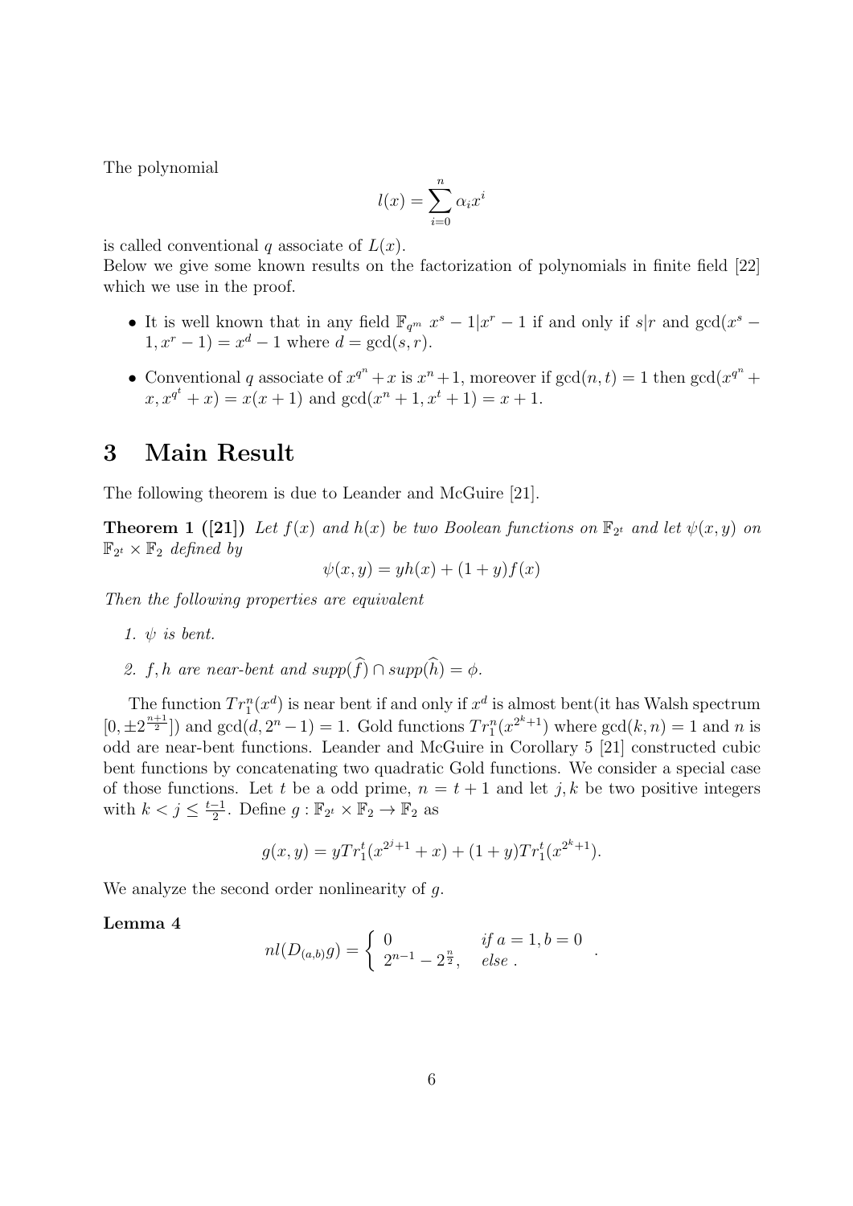The polynomial

$$l(x) = \sum_{i=0}^{n} \alpha_i x^i$$

is called conventional $q$ associate of $L(x)$.
Below we give some known results on the factorization of polynomials in finite field [22] which we use in the proof.

- It is well known that in any field $\mathbb{F}_{q^m}$ $x^s - 1 | x^r - 1$ if and only if $s|r$ and $\gcd(x^s - 1, x^r - 1) = x^d - 1$ where $d = \gcd(s, r)$.
- Conventional $q$ associate of $x^{q^n} + x$ is $x^n + 1$, moreover if $\gcd(n, t) = 1$ then $\gcd(x^{q^n} + x, x^{q^t} + x) = x(x+1)$ and $\gcd(x^n + 1, x^t + 1) = x + 1$.

# 3 Main Result

The following theorem is due to Leander and McGuire [21].

**Theorem 1 ([21])** *Let $f(x)$ and $h(x)$ be two Boolean functions on $\mathbb{F}_{2^t}$ and let $\psi(x, y)$ on $\mathbb{F}_{2^t} \times \mathbb{F}_2$ defined by*

$$\psi(x, y) = yh(x) + (1 + y)f(x)$$

*Then the following properties are equivalent*

1. *$\psi$ is bent.*
2. *$f, h$ are near-bent and $supp(\widehat{f}) \cap supp(\widehat{h}) = \phi$.*

The function $Tr_1^n(x^d)$ is near bent if and only if $x^d$ is almost bent(it has Walsh spectrum $[0, \pm 2^{\frac{n+1}{2}}]$) and $\gcd(d, 2^n - 1) = 1$. Gold functions $Tr_1^n(x^{2^k+1})$ where $\gcd(k, n) = 1$ and $n$ is odd are near-bent functions. Leander and McGuire in Corollary 5 [21] constructed cubic bent functions by concatenating two quadratic Gold functions. We consider a special case of those functions. Let $t$ be a odd prime, $n = t + 1$ and let $j, k$ be two positive integers with $k < j \leq \frac{t-1}{2}$. Define $g : \mathbb{F}_{2^t} \times \mathbb{F}_2 \to \mathbb{F}_2$ as

$$g(x, y) = yTr_1^t(x^{2^j+1} + x) + (1 + y)Tr_1^t(x^{2^k+1}).$$

We analyze the second order nonlinearity of $g$.

**Lemma 4**

$$nl(D_{(a,b)}g) = \begin{cases} 0 & \textit{if } a = 1, b = 0 \\ 2^{n-1} - 2^{\frac{n}{2}}, & \textit{else} . \end{cases}$$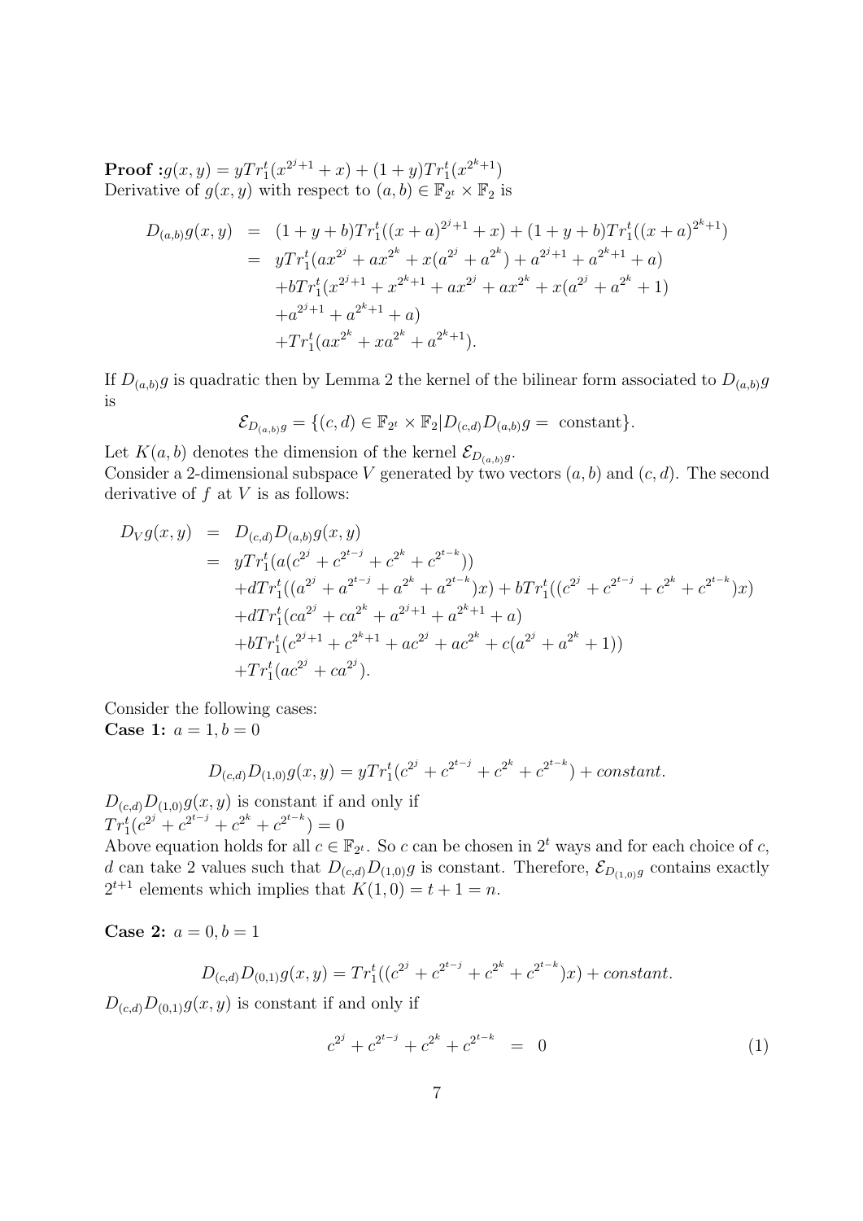**Proof :** $g(x,y) = yTr_1^t(x^{2^j+1} + x) + (1+y)Tr_1^t(x^{2^k+1})$
Derivative of $g(x,y)$ with respect to $(a,b) \in \mathbb{F}_{2^t} \times \mathbb{F}_2$ is

$$
\begin{aligned}
D_{(a,b)}g(x,y) &= (1+y+b)Tr_1^t((x+a)^{2^j+1} + x) + (1+y+b)Tr_1^t((x+a)^{2^k+1}) \\
&= yTr_1^t(ax^{2^j} + ax^{2^k} + x(a^{2^j} + a^{2^k}) + a^{2^j+1} + a^{2^k+1} + a) \\
&\quad + bTr_1^t(x^{2^j+1} + x^{2^k+1} + ax^{2^j} + ax^{2^k} + x(a^{2^j} + a^{2^k} + 1) \\
&\quad + a^{2^j+1} + a^{2^k+1} + a) \\
&\quad + Tr_1^t(ax^{2^k} + xa^{2^k} + a^{2^k+1}).
\end{aligned}
$$

If $D_{(a,b)}g$ is quadratic then by Lemma 2 the kernel of the bilinear form associated to $D_{(a,b)}g$ is

$$
\mathcal{E}_{D_{(a,b)}g} = \{(c,d) \in \mathbb{F}_{2^t} \times \mathbb{F}_2 | D_{(c,d)}D_{(a,b)}g = \text{ constant}\}.
$$

Let $K(a,b)$ denotes the dimension of the kernel $\mathcal{E}_{D_{(a,b)}g}$.
Consider a 2-dimensional subspace $V$ generated by two vectors $(a,b)$ and $(c,d)$. The second derivative of $f$ at $V$ is as follows:

$$
\begin{aligned}
D_V g(x,y) &= D_{(c,d)}D_{(a,b)}g(x,y) \\
&= yTr_1^t(a(c^{2^j} + c^{2^{t-j}} + c^{2^k} + c^{2^{t-k}})) \\
&\quad + dTr_1^t((a^{2^j} + a^{2^{t-j}} + a^{2^k} + a^{2^{t-k}})x) + bTr_1^t((c^{2^j} + c^{2^{t-j}} + c^{2^k} + c^{2^{t-k}})x) \\
&\quad + dTr_1^t(ca^{2^j} + ca^{2^k} + a^{2^j+1} + a^{2^k+1} + a) \\
&\quad + bTr_1^t(c^{2^j+1} + c^{2^k+1} + ac^{2^j} + ac^{2^k} + c(a^{2^j} + a^{2^k} + 1)) \\
&\quad + Tr_1^t(ac^{2^j} + ca^{2^j}).
\end{aligned}
$$

Consider the following cases:
**Case 1:** $a = 1, b = 0$

$$
D_{(c,d)}D_{(1,0)}g(x,y) = yTr_1^t(c^{2^j} + c^{2^{t-j}} + c^{2^k} + c^{2^{t-k}}) + constant.
$$

$D_{(c,d)}D_{(1,0)}g(x,y)$ is constant if and only if
$Tr_1^t(c^{2^j} + c^{2^{t-j}} + c^{2^k} + c^{2^{t-k}}) = 0$
Above equation holds for all $c \in \mathbb{F}_{2^t}$. So $c$ can be chosen in $2^t$ ways and for each choice of $c$, $d$ can take 2 values such that $D_{(c,d)}D_{(1,0)}g$ is constant. Therefore, $\mathcal{E}_{D_{(1,0)}g}$ contains exactly $2^{t+1}$ elements which implies that $K(1,0) = t+1 = n$.

**Case 2:** $a = 0, b = 1$

$$
D_{(c,d)}D_{(0,1)}g(x,y) = Tr_1^t((c^{2^j} + c^{2^{t-j}} + c^{2^k} + c^{2^{t-k}})x) + constant.
$$

$D_{(c,d)}D_{(0,1)}g(x,y)$ is constant if and only if

$$
c^{2^j} + c^{2^{t-j}} + c^{2^k} + c^{2^{t-k}} = 0 \tag{1}
$$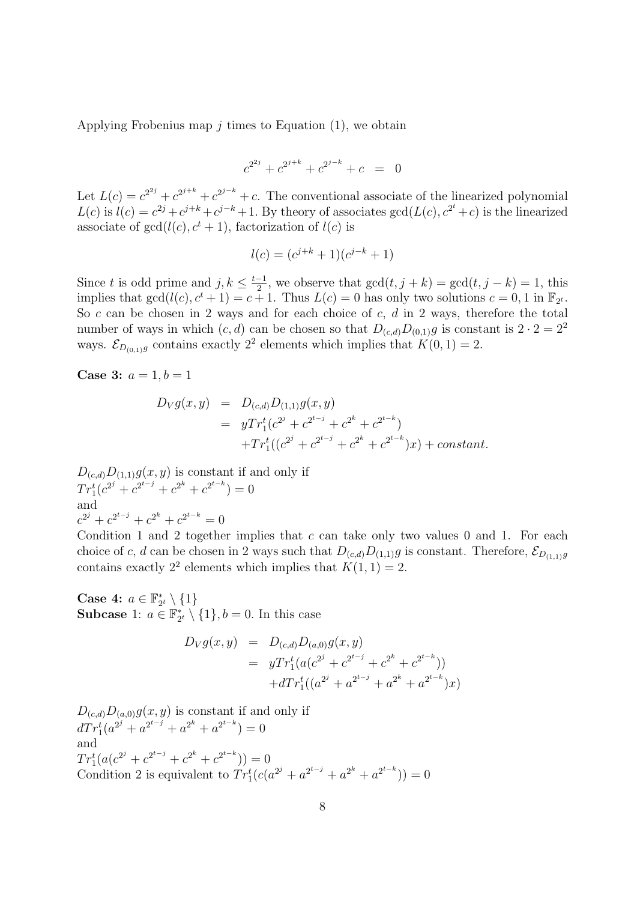Applying Frobenius map $j$ times to Equation (1), we obtain

$$c^{2^{2j}} + c^{2^{j+k}} + c^{2^{j-k}} + c = 0$$

Let $L(c) = c^{2^{2j}} + c^{2^{j+k}} + c^{2^{j-k}} + c$. The conventional associate of the linearized polynomial $L(c)$ is $l(c) = c^{2j} + c^{j+k} + c^{j-k} + 1$. By theory of associates $\gcd(L(c), c^{2^t} + c)$ is the linearized associate of $\gcd(l(c), c^t + 1)$, factorization of $l(c)$ is

$$l(c) = (c^{j+k} + 1)(c^{j-k} + 1)$$

Since $t$ is odd prime and $j, k \leq \frac{t-1}{2}$, we observe that $\gcd(t, j+k) = \gcd(t, j-k) = 1$, this implies that $\gcd(l(c), c^t + 1) = c + 1$. Thus $L(c) = 0$ has only two solutions $c = 0, 1$ in $\mathbb{F}_{2^t}$. So $c$ can be chosen in 2 ways and for each choice of $c$, $d$ in 2 ways, therefore the total number of ways in which $(c, d)$ can be chosen so that $D_{(c,d)}D_{(0,1)}g$ is constant is $2 \cdot 2 = 2^2$ ways. $\mathcal{E}_{D_{(0,1)}g}$ contains exactly $2^2$ elements which implies that $K(0, 1) = 2$.

**Case 3:** $a = 1, b = 1$

$$\begin{aligned} D_V g(x,y) &= D_{(c,d)}D_{(1,1)}g(x,y) \\ &= yTr_1^t(c^{2^j} + c^{2^{t-j}} + c^{2^k} + c^{2^{t-k}}) \\ &\quad + Tr_1^t((c^{2^j} + c^{2^{t-j}} + c^{2^k} + c^{2^{t-k}})x) + constant. \end{aligned}$$

$D_{(c,d)}D_{(1,1)}g(x,y)$ is constant if and only if
$Tr_1^t(c^{2^j} + c^{2^{t-j}} + c^{2^k} + c^{2^{t-k}}) = 0$
and
$c^{2^j} + c^{2^{t-j}} + c^{2^k} + c^{2^{t-k}} = 0$
Condition 1 and 2 together implies that $c$ can take only two values 0 and 1. For each choice of $c$, $d$ can be chosen in 2 ways such that $D_{(c,d)}D_{(1,1)}g$ is constant. Therefore, $\mathcal{E}_{D_{(1,1)}g}$ contains exactly $2^2$ elements which implies that $K(1, 1) = 2$.

**Case 4:** $a \in \mathbb{F}_{2^t}^* \setminus \{1\}$
**Subcase** 1: $a \in \mathbb{F}_{2^t}^* \setminus \{1\}, b = 0$. In this case

$$\begin{aligned} D_V g(x,y) &= D_{(c,d)}D_{(a,0)}g(x,y) \\ &= yTr_1^t(a(c^{2^j} + c^{2^{t-j}} + c^{2^k} + c^{2^{t-k}})) \\ &\quad + dTr_1^t((a^{2^j} + a^{2^{t-j}} + a^{2^k} + a^{2^{t-k}})x) \end{aligned}$$

$D_{(c,d)}D_{(a,0)}g(x,y)$ is constant if and only if
$dTr_1^t(a^{2^j} + a^{2^{t-j}} + a^{2^k} + a^{2^{t-k}}) = 0$
and
$Tr_1^t(a(c^{2^j} + c^{2^{t-j}} + c^{2^k} + c^{2^{t-k}})) = 0$
Condition 2 is equivalent to $Tr_1^t(c(a^{2^j} + a^{2^{t-j}} + a^{2^k} + a^{2^{t-k}})) = 0$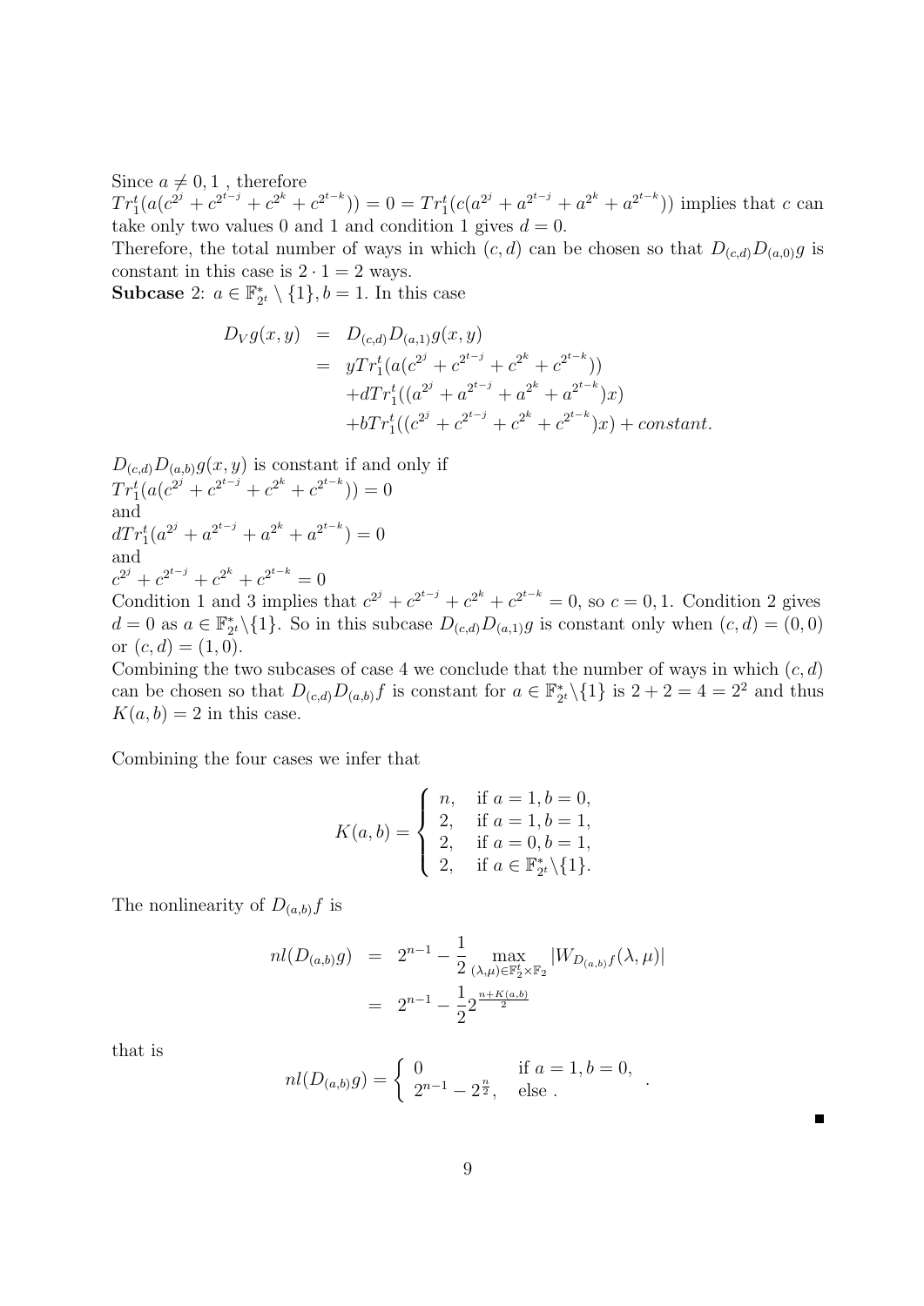Since $a \neq 0, 1$ , therefore
$Tr_1^t(a(c^{2^j} + c^{2^{t-j}} + c^{2^k} + c^{2^{t-k}})) = 0 = Tr_1^t(c(a^{2^j} + a^{2^{t-j}} + a^{2^k} + a^{2^{t-k}}))$ implies that $c$ can take only two values 0 and 1 and condition 1 gives $d = 0$.

Therefore, the total number of ways in which $(c, d)$ can be chosen so that $D_{(c,d)}D_{(a,0)}g$ is constant in this case is $2 \cdot 1 = 2$ ways.

**Subcase** 2: $a \in \mathbb{F}_{2^t}^* \setminus \{1\}, b = 1$. In this case

$$
\begin{aligned}
D_V g(x, y) &= D_{(c,d)}D_{(a,1)}g(x, y) \\
&= yTr_1^t(a(c^{2^j} + c^{2^{t-j}} + c^{2^k} + c^{2^{t-k}})) \\
&\quad + dTr_1^t((a^{2^j} + a^{2^{t-j}} + a^{2^k} + a^{2^{t-k}})x) \\
&\quad + bTr_1^t((c^{2^j} + c^{2^{t-j}} + c^{2^k} + c^{2^{t-k}})x) + constant.
\end{aligned}
$$

$D_{(c,d)}D_{(a,b)}g(x, y)$ is constant if and only if
$Tr_1^t(a(c^{2^j} + c^{2^{t-j}} + c^{2^k} + c^{2^{t-k}})) = 0$
and
$dTr_1^t(a^{2^j} + a^{2^{t-j}} + a^{2^k} + a^{2^{t-k}}) = 0$
and
$c^{2^j} + c^{2^{t-j}} + c^{2^k} + c^{2^{t-k}} = 0$

Condition 1 and 3 implies that $c^{2^j} + c^{2^{t-j}} + c^{2^k} + c^{2^{t-k}} = 0$, so $c = 0, 1$. Condition 2 gives $d = 0$ as $a \in \mathbb{F}_{2^t}^* \setminus \{1\}$. So in this subcase $D_{(c,d)}D_{(a,1)}g$ is constant only when $(c, d) = (0, 0)$ or $(c, d) = (1, 0)$.

Combining the two subcases of case 4 we conclude that the number of ways in which $(c, d)$ can be chosen so that $D_{(c,d)}D_{(a,b)}f$ is constant for $a \in \mathbb{F}_{2^t}^* \setminus \{1\}$ is $2 + 2 = 4 = 2^2$ and thus $K(a, b) = 2$ in this case.

Combining the four cases we infer that

$$
K(a, b) = \begin{cases} n, & \text{if } a = 1, b = 0, \\ 2, & \text{if } a = 1, b = 1, \\ 2, & \text{if } a = 0, b = 1, \\ 2, & \text{if } a \in \mathbb{F}_{2^t}^* \setminus \{1\}. \end{cases}
$$

The nonlinearity of $D_{(a,b)}f$ is

$$
\begin{aligned}
nl(D_{(a,b)}g) &= 2^{n-1} - \frac{1}{2} \max_{(\lambda,\mu) \in \mathbb{F}_2^t \times \mathbb{F}_2} |W_{D_{(a,b)}f}(\lambda, \mu)| \\
&= 2^{n-1} - \frac{1}{2} 2^{\frac{n+K(a,b)}{2}}
\end{aligned}
$$

that is

$$
nl(D_{(a,b)}g) = \begin{cases} 0 & \text{if } a = 1, b = 0, \\ 2^{n-1} - 2^{\frac{n}{2}}, & \text{else} . \end{cases} .
$$

■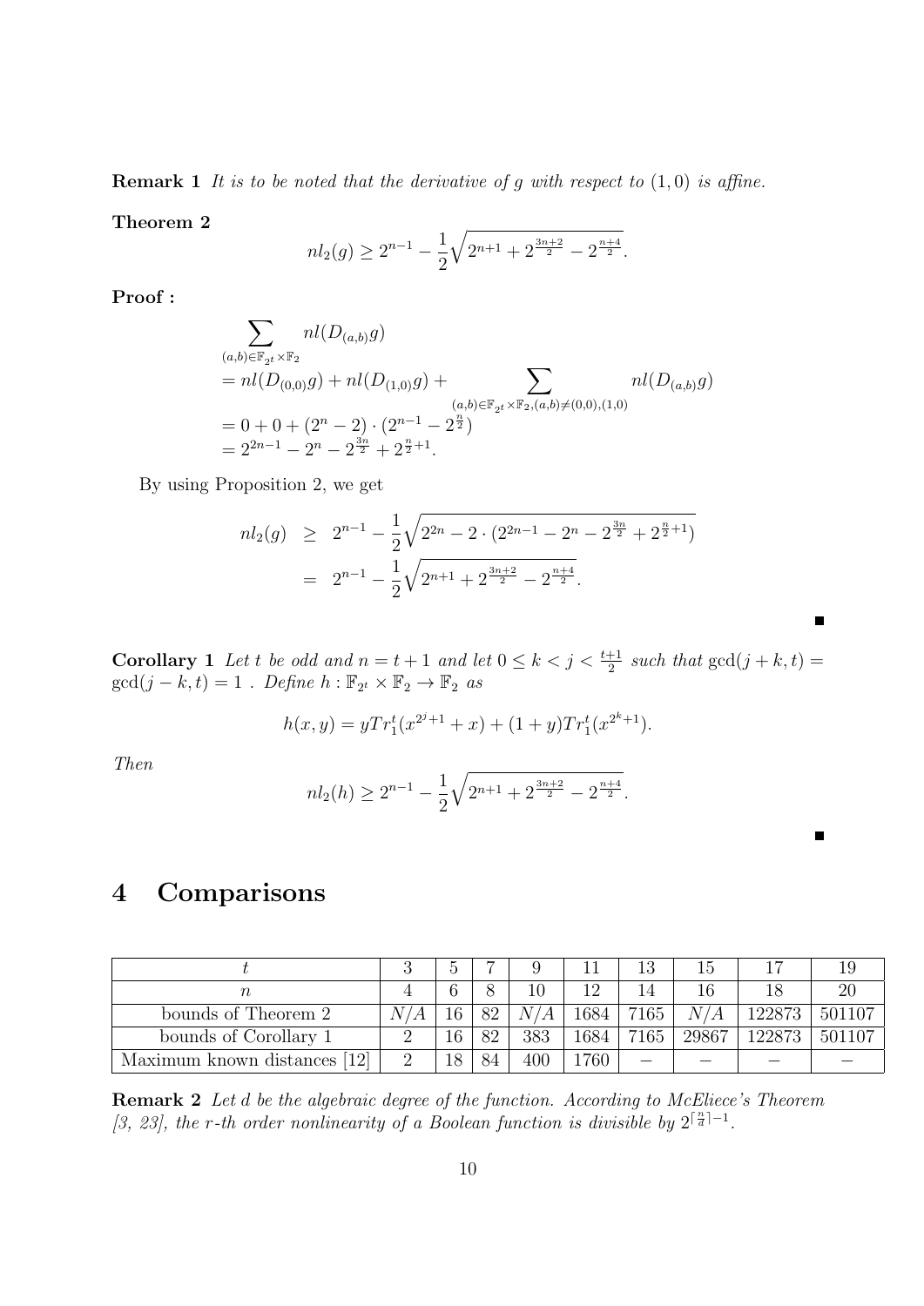**Remark 1** *It is to be noted that the derivative of $g$ with respect to $(1,0)$ is affine.*

**Theorem 2**

$$nl_2(g) \geq 2^{n-1} - \frac{1}{2}\sqrt{2^{n+1} + 2^{\frac{3n+2}{2}} - 2^{\frac{n+4}{2}}}.$$

**Proof :**

$$\begin{aligned}
&\sum_{(a,b)\in\mathbb{F}_{2^t}\times\mathbb{F}_2} nl(D_{(a,b)}g) \\
&= nl(D_{(0,0)}g) + nl(D_{(1,0)}g) + \sum_{(a,b)\in\mathbb{F}_{2^t}\times\mathbb{F}_2,(a,b)\neq(0,0),(1,0)} nl(D_{(a,b)}g) \\
&= 0 + 0 + (2^n - 2)\cdot(2^{n-1} - 2^{\frac{n}{2}}) \\
&= 2^{2n-1} - 2^n - 2^{\frac{3n}{2}} + 2^{\frac{n}{2}+1}.
\end{aligned}$$

By using Proposition 2, we get

$$\begin{aligned}
nl_2(g) &\geq 2^{n-1} - \frac{1}{2}\sqrt{2^{2n} - 2\cdot(2^{2n-1} - 2^n - 2^{\frac{3n}{2}} + 2^{\frac{n}{2}+1})} \\
&= 2^{n-1} - \frac{1}{2}\sqrt{2^{n+1} + 2^{\frac{3n+2}{2}} - 2^{\frac{n+4}{2}}}.
\end{aligned}$$

■

**Corollary 1** *Let $t$ be odd and $n = t+1$ and let $0 \leq k < j < \frac{t+1}{2}$ such that $\gcd(j+k,t) = \gcd(j-k,t) = 1$ . Define $h : \mathbb{F}_{2^t}\times\mathbb{F}_2 \to \mathbb{F}_2$ as*

$$h(x,y) = yTr_1^t(x^{2^j+1} + x) + (1+y)Tr_1^t(x^{2^k+1}).$$

*Then*

$$nl_2(h) \geq 2^{n-1} - \frac{1}{2}\sqrt{2^{n+1} + 2^{\frac{3n+2}{2}} - 2^{\frac{n+4}{2}}}.$$

■

# 4 Comparisons

| $t$ | 3 | 5 | 7 | 9 | 11 | 13 | 15 | 17 | 19 |
|---|---|---|---|---|---|---|---|---|---|
| $n$ | 4 | 6 | 8 | 10 | 12 | 14 | 16 | 18 | 20 |
| bounds of Theorem 2 | $N/A$ | 16 | 82 | $N/A$ | 1684 | 7165 | $N/A$ | 122873 | 501107 |
| bounds of Corollary 1 | 2 | 16 | 82 | 383 | 1684 | 7165 | 29867 | 122873 | 501107 |
| Maximum known distances [12] | 2 | 18 | 84 | 400 | 1760 | – | – | – | – |

**Remark 2** *Let $d$ be the algebraic degree of the function. According to McEliece's Theorem [3, 23], the $r$-th order nonlinearity of a Boolean function is divisible by $2^{\lceil \frac{n}{d} \rceil - 1}$.*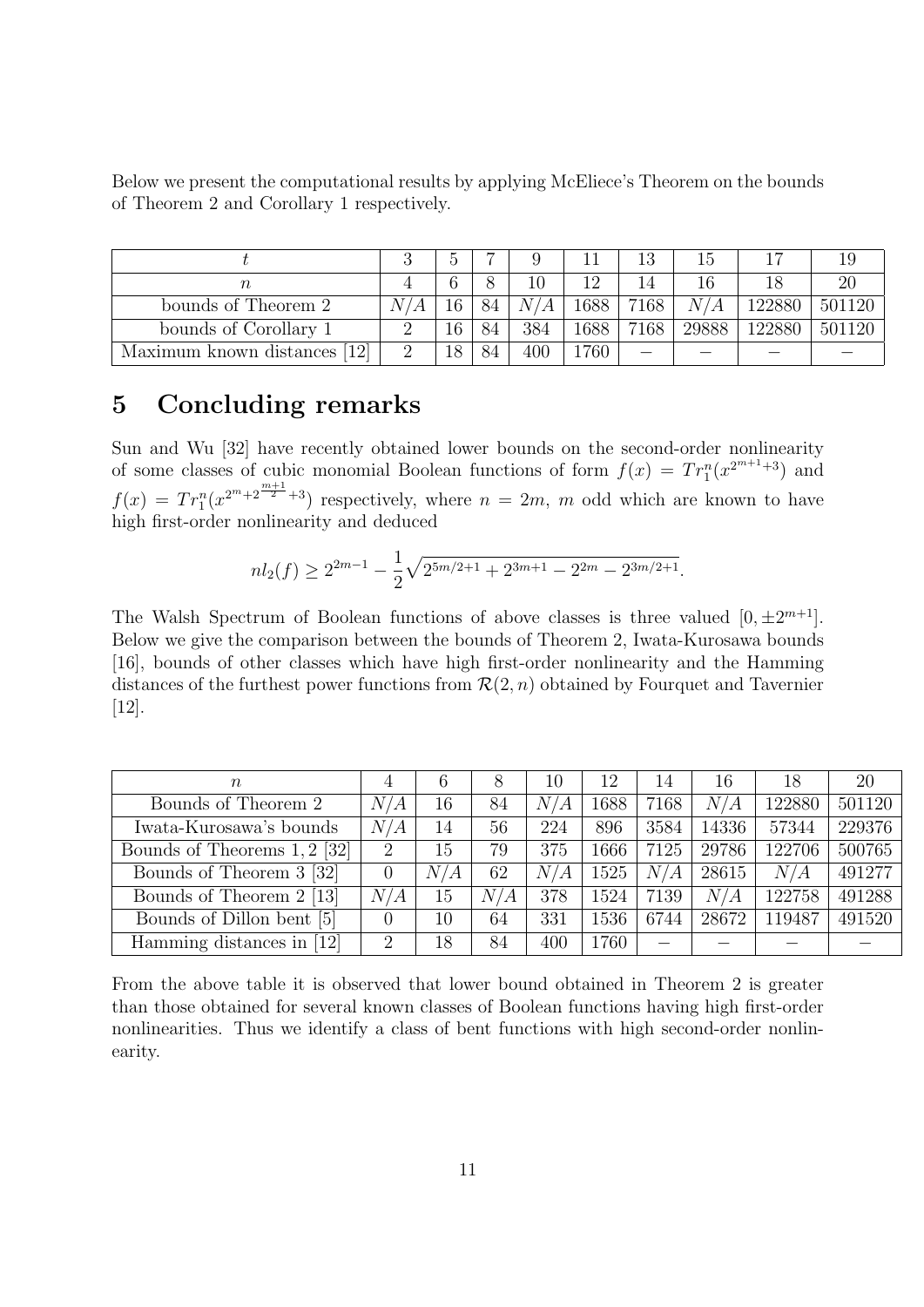Below we present the computational results by applying McEliece's Theorem on the bounds of Theorem 2 and Corollary 1 respectively.

| $t$ | 3 | 5 | 7 | 9 | 11 | 13 | 15 | 17 | 19 |
|---|---|---|---|---|---|---|---|---|---|
| $n$ | 4 | 6 | 8 | 10 | 12 | 14 | 16 | 18 | 20 |
| bounds of Theorem 2 | $N/A$ | 16 | 84 | $N/A$ | 1688 | 7168 | $N/A$ | 122880 | 501120 |
| bounds of Corollary 1 | 2 | 16 | 84 | 384 | 1688 | 7168 | 29888 | 122880 | 501120 |
| Maximum known distances [12] | 2 | 18 | 84 | 400 | 1760 | $-$ | $-$ | $-$ | $-$ |

# 5 Concluding remarks

Sun and Wu [32] have recently obtained lower bounds on the second-order nonlinearity of some classes of cubic monomial Boolean functions of form $f(x) = Tr_1^n(x^{2^{m+1}+3})$ and $f(x) = Tr_1^n(x^{2^m+2^{\frac{m+1}{2}}+3})$ respectively, where $n = 2m$, $m$ odd which are known to have high first-order nonlinearity and deduced

$$nl_2(f) \geq 2^{2m-1} - \frac{1}{2}\sqrt{2^{5m/2+1} + 2^{3m+1} - 2^{2m} - 2^{3m/2+1}}.$$

The Walsh Spectrum of Boolean functions of above classes is three valued $[0, \pm 2^{m+1}]$. Below we give the comparison between the bounds of Theorem 2, Iwata-Kurosawa bounds [16], bounds of other classes which have high first-order nonlinearity and the Hamming distances of the furthest power functions from $\mathcal{R}(2, n)$ obtained by Fourquet and Tavernier [12].

| $n$ | 4 | 6 | 8 | 10 | 12 | 14 | 16 | 18 | 20 |
|---|---|---|---|---|---|---|---|---|---|
| Bounds of Theorem 2 | $N/A$ | 16 | 84 | $N/A$ | 1688 | 7168 | $N/A$ | 122880 | 501120 |
| Iwata-Kurosawa's bounds | $N/A$ | 14 | 56 | 224 | 896 | 3584 | 14336 | 57344 | 229376 |
| Bounds of Theorems 1, 2 [32] | 2 | 15 | 79 | 375 | 1666 | 7125 | 29786 | 122706 | 500765 |
| Bounds of Theorem 3 [32] | 0 | $N/A$ | 62 | $N/A$ | 1525 | $N/A$ | 28615 | $N/A$ | 491277 |
| Bounds of Theorem 2 [13] | $N/A$ | 15 | $N/A$ | 378 | 1524 | 7139 | $N/A$ | 122758 | 491288 |
| Bounds of Dillon bent [5] | 0 | 10 | 64 | 331 | 1536 | 6744 | 28672 | 119487 | 491520 |
| Hamming distances in [12] | 2 | 18 | 84 | 400 | 1760 | $-$ | $-$ | $-$ | $-$ |

From the above table it is observed that lower bound obtained in Theorem 2 is greater than those obtained for several known classes of Boolean functions having high first-order nonlinearities. Thus we identify a class of bent functions with high second-order nonlinearity.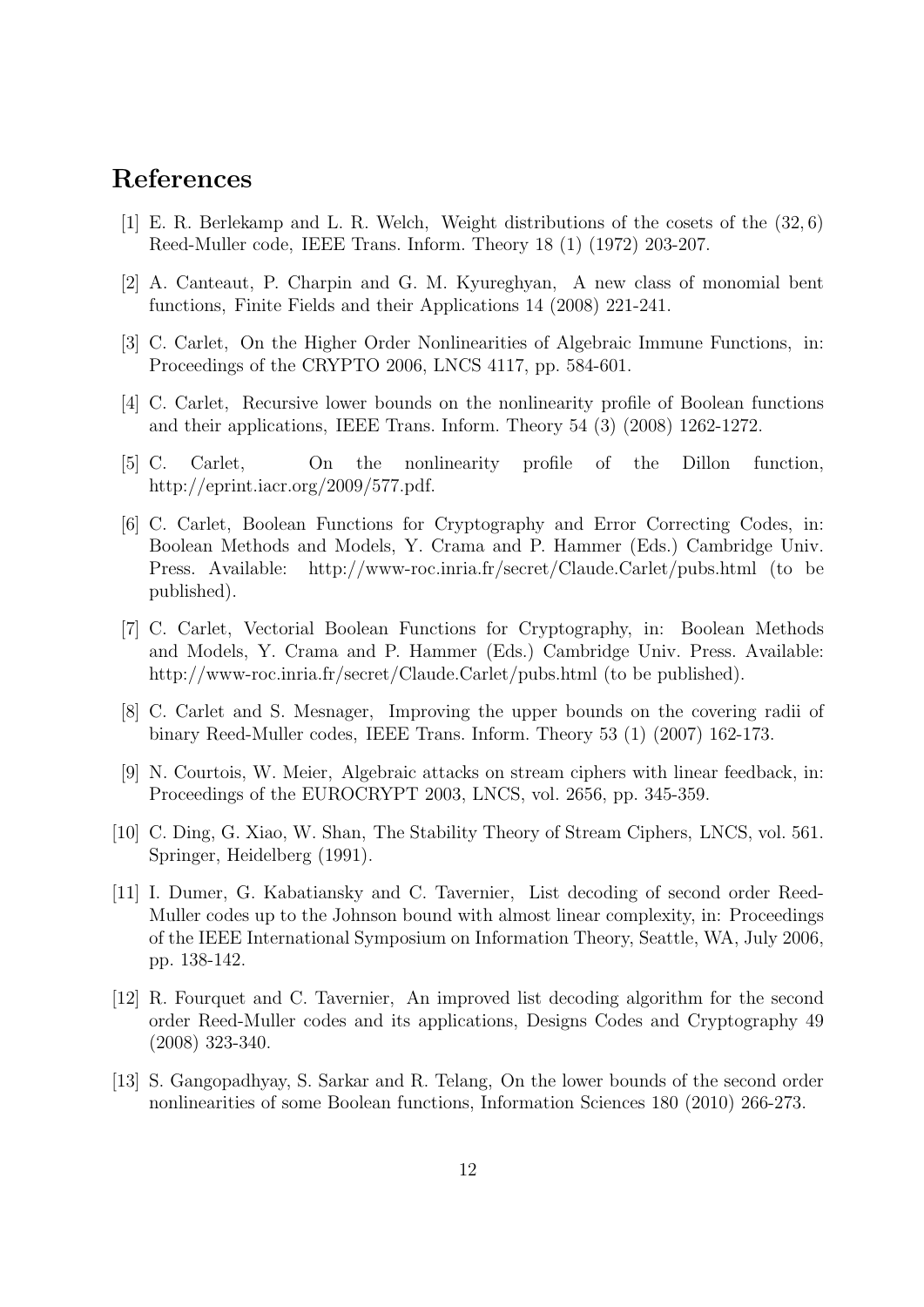## References

[1] E. R. Berlekamp and L. R. Welch, Weight distributions of the cosets of the $(32, 6)$ Reed-Muller code, IEEE Trans. Inform. Theory 18 (1) (1972) 203-207.

[2] A. Canteaut, P. Charpin and G. M. Kyureghyan, A new class of monomial bent functions, Finite Fields and their Applications 14 (2008) 221-241.

[3] C. Carlet, On the Higher Order Nonlinearities of Algebraic Immune Functions, in: Proceedings of the CRYPTO 2006, LNCS 4117, pp. 584-601.

[4] C. Carlet, Recursive lower bounds on the nonlinearity profile of Boolean functions and their applications, IEEE Trans. Inform. Theory 54 (3) (2008) 1262-1272.

[5] C. Carlet, On the nonlinearity profile of the Dillon function, http://eprint.iacr.org/2009/577.pdf.

[6] C. Carlet, Boolean Functions for Cryptography and Error Correcting Codes, in: Boolean Methods and Models, Y. Crama and P. Hammer (Eds.) Cambridge Univ. Press. Available: http://www-roc.inria.fr/secret/Claude.Carlet/pubs.html (to be published).

[7] C. Carlet, Vectorial Boolean Functions for Cryptography, in: Boolean Methods and Models, Y. Crama and P. Hammer (Eds.) Cambridge Univ. Press. Available: http://www-roc.inria.fr/secret/Claude.Carlet/pubs.html (to be published).

[8] C. Carlet and S. Mesnager, Improving the upper bounds on the covering radii of binary Reed-Muller codes, IEEE Trans. Inform. Theory 53 (1) (2007) 162-173.

[9] N. Courtois, W. Meier, Algebraic attacks on stream ciphers with linear feedback, in: Proceedings of the EUROCRYPT 2003, LNCS, vol. 2656, pp. 345-359.

[10] C. Ding, G. Xiao, W. Shan, The Stability Theory of Stream Ciphers, LNCS, vol. 561. Springer, Heidelberg (1991).

[11] I. Dumer, G. Kabatiansky and C. Tavernier, List decoding of second order Reed-Muller codes up to the Johnson bound with almost linear complexity, in: Proceedings of the IEEE International Symposium on Information Theory, Seattle, WA, July 2006, pp. 138-142.

[12] R. Fourquet and C. Tavernier, An improved list decoding algorithm for the second order Reed-Muller codes and its applications, Designs Codes and Cryptography 49 (2008) 323-340.

[13] S. Gangopadhyay, S. Sarkar and R. Telang, On the lower bounds of the second order nonlinearities of some Boolean functions, Information Sciences 180 (2010) 266-273.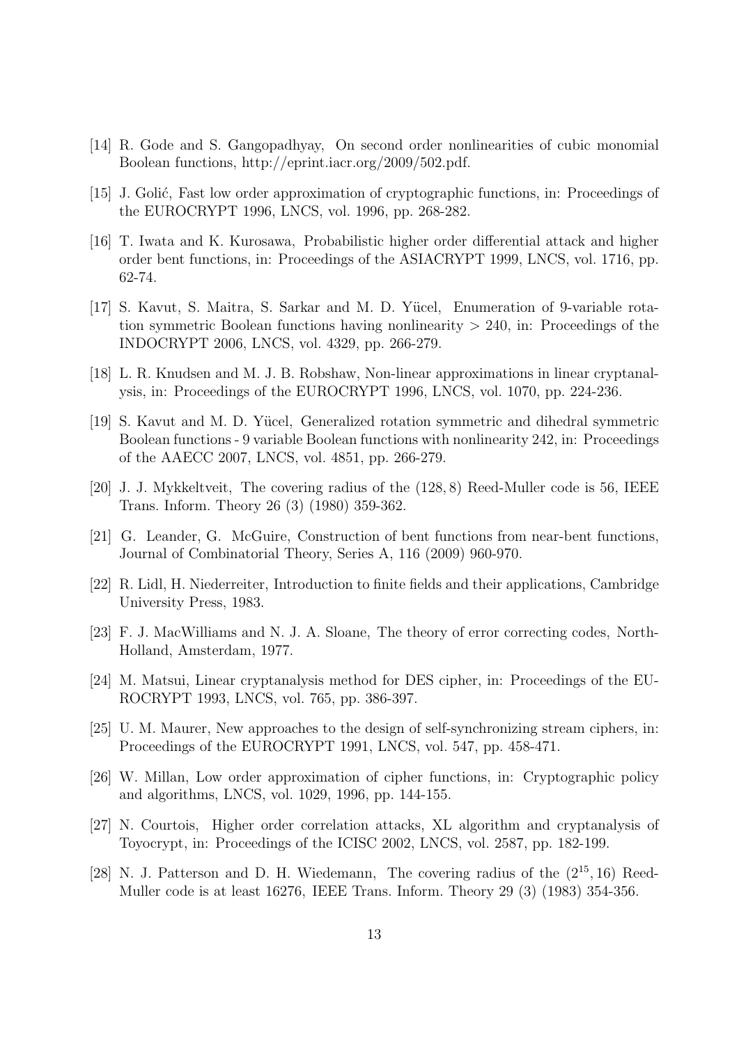[14] R. Gode and S. Gangopadhyay, On second order nonlinearities of cubic monomial Boolean functions, http://eprint.iacr.org/2009/502.pdf.

[15] J. Golić, Fast low order approximation of cryptographic functions, in: Proceedings of the EUROCRYPT 1996, LNCS, vol. 1996, pp. 268-282.

[16] T. Iwata and K. Kurosawa, Probabilistic higher order differential attack and higher order bent functions, in: Proceedings of the ASIACRYPT 1999, LNCS, vol. 1716, pp. 62-74.

[17] S. Kavut, S. Maitra, S. Sarkar and M. D. Yücel, Enumeration of 9-variable rotation symmetric Boolean functions having nonlinearity $> 240$, in: Proceedings of the INDOCRYPT 2006, LNCS, vol. 4329, pp. 266-279.

[18] L. R. Knudsen and M. J. B. Robshaw, Non-linear approximations in linear cryptanalysis, in: Proceedings of the EUROCRYPT 1996, LNCS, vol. 1070, pp. 224-236.

[19] S. Kavut and M. D. Yücel, Generalized rotation symmetric and dihedral symmetric Boolean functions - 9 variable Boolean functions with nonlinearity 242, in: Proceedings of the AAECC 2007, LNCS, vol. 4851, pp. 266-279.

[20] J. J. Mykkeltveit, The covering radius of the $(128, 8)$ Reed-Muller code is 56, IEEE Trans. Inform. Theory 26 (3) (1980) 359-362.

[21] G. Leander, G. McGuire, Construction of bent functions from near-bent functions, Journal of Combinatorial Theory, Series A, 116 (2009) 960-970.

[22] R. Lidl, H. Niederreiter, Introduction to finite fields and their applications, Cambridge University Press, 1983.

[23] F. J. MacWilliams and N. J. A. Sloane, The theory of error correcting codes, North-Holland, Amsterdam, 1977.

[24] M. Matsui, Linear cryptanalysis method for DES cipher, in: Proceedings of the EUROCRYPT 1993, LNCS, vol. 765, pp. 386-397.

[25] U. M. Maurer, New approaches to the design of self-synchronizing stream ciphers, in: Proceedings of the EUROCRYPT 1991, LNCS, vol. 547, pp. 458-471.

[26] W. Millan, Low order approximation of cipher functions, in: Cryptographic policy and algorithms, LNCS, vol. 1029, 1996, pp. 144-155.

[27] N. Courtois, Higher order correlation attacks, XL algorithm and cryptanalysis of Toyocrypt, in: Proceedings of the ICISC 2002, LNCS, vol. 2587, pp. 182-199.

[28] N. J. Patterson and D. H. Wiedemann, The covering radius of the $(2^{15}, 16)$ Reed-Muller code is at least 16276, IEEE Trans. Inform. Theory 29 (3) (1983) 354-356.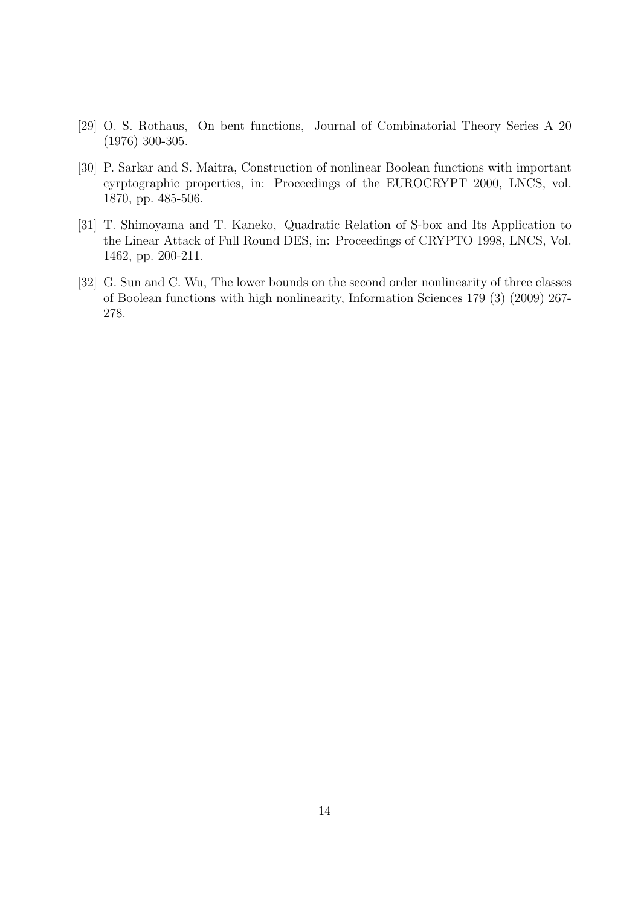[29] O. S. Rothaus, On bent functions, Journal of Combinatorial Theory Series A 20 (1976) 300-305.

[30] P. Sarkar and S. Maitra, Construction of nonlinear Boolean functions with important cyrptographic properties, in: Proceedings of the EUROCRYPT 2000, LNCS, vol. 1870, pp. 485-506.

[31] T. Shimoyama and T. Kaneko, Quadratic Relation of S-box and Its Application to the Linear Attack of Full Round DES, in: Proceedings of CRYPTO 1998, LNCS, Vol. 1462, pp. 200-211.

[32] G. Sun and C. Wu, The lower bounds on the second order nonlinearity of three classes of Boolean functions with high nonlinearity, Information Sciences 179 (3) (2009) 267-278.